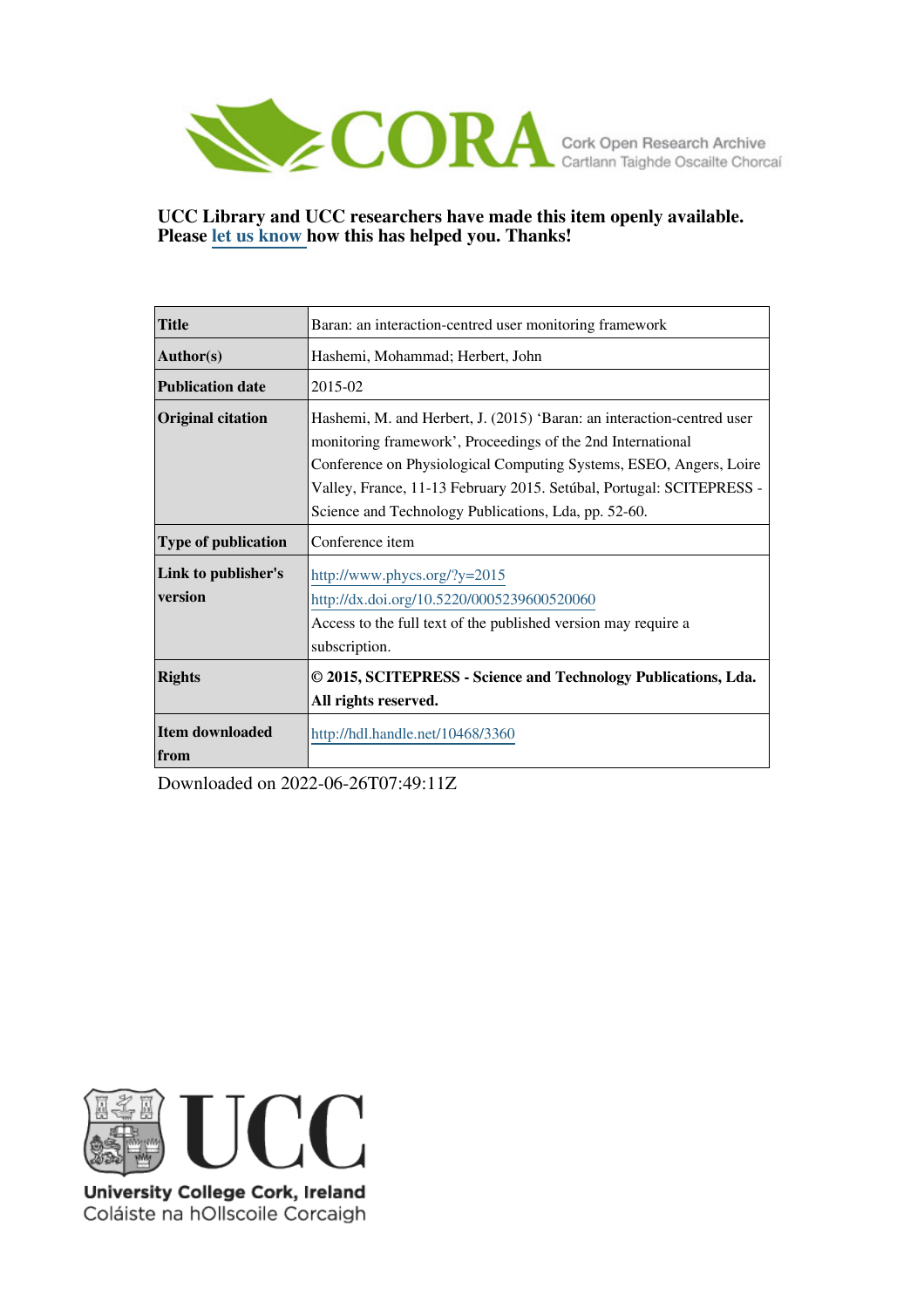CORA Cork Open Research Archive
Cartlann Taighde Oscailte Chorcaí

**UCC Library and UCC researchers have made this item openly available. Please let us know how this has helped you. Thanks!**

| | |
|---|---|
| **Title** | Baran: an interaction-centred user monitoring framework |
| **Author(s)** | Hashemi, Mohammad; Herbert, John |
| **Publication date** | 2015-02 |
| **Original citation** | Hashemi, M. and Herbert, J. (2015) 'Baran: an interaction-centred user monitoring framework', Proceedings of the 2nd International Conference on Physiological Computing Systems, ESEO, Angers, Loire Valley, France, 11-13 February 2015. Setúbal, Portugal: SCITEPRESS - Science and Technology Publications, Lda, pp. 52-60. |
| **Type of publication** | Conference item |
| **Link to publisher's version** | http://www.phycs.org/?y=2015<br>http://dx.doi.org/10.5220/0005239600520060<br>Access to the full text of the published version may require a subscription. |
| **Rights** | **© 2015, SCITEPRESS - Science and Technology Publications, Lda. All rights reserved.** |
| **Item downloaded from** | http://hdl.handle.net/10468/3360 |

Downloaded on 2022-06-26T07:49:11Z

UCC
University College Cork, Ireland
Coláiste na hOllscoile Corcaigh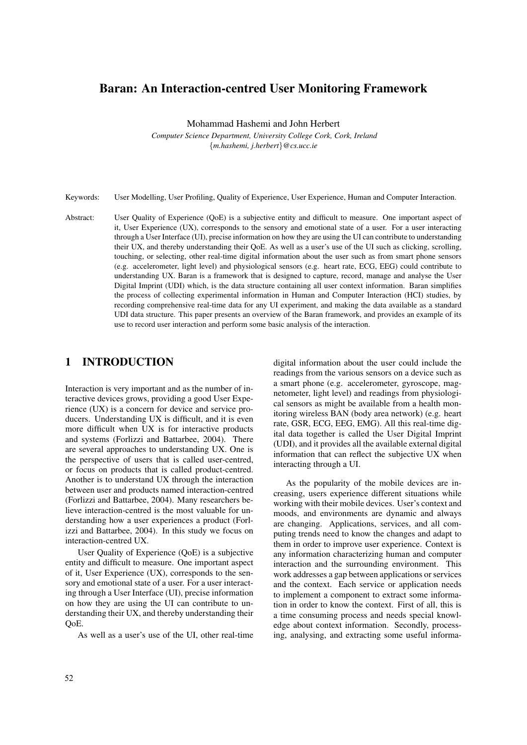# Baran: An Interaction-centred User Monitoring Framework

Mohammad Hashemi and John Herbert

*Computer Science Department, University College Cork, Cork, Ireland*
{*m.hashemi, j.herbert*}*@cs.ucc.ie*

Keywords: User Modelling, User Profiling, Quality of Experience, User Experience, Human and Computer Interaction.

Abstract: User Quality of Experience (QoE) is a subjective entity and difficult to measure. One important aspect of it, User Experience (UX), corresponds to the sensory and emotional state of a user. For a user interacting through a User Interface (UI), precise information on how they are using the UI can contribute to understanding their UX, and thereby understanding their QoE. As well as a user's use of the UI such as clicking, scrolling, touching, or selecting, other real-time digital information about the user such as from smart phone sensors (e.g. accelerometer, light level) and physiological sensors (e.g. heart rate, ECG, EEG) could contribute to understanding UX. Baran is a framework that is designed to capture, record, manage and analyse the User Digital Imprint (UDI) which, is the data structure containing all user context information. Baran simplifies the process of collecting experimental information in Human and Computer Interaction (HCI) studies, by recording comprehensive real-time data for any UI experiment, and making the data available as a standard UDI data structure. This paper presents an overview of the Baran framework, and provides an example of its use to record user interaction and perform some basic analysis of the interaction.

## 1 INTRODUCTION

Interaction is very important and as the number of interactive devices grows, providing a good User Experience (UX) is a concern for device and service producers. Understanding UX is difficult, and it is even more difficult when UX is for interactive products and systems (Forlizzi and Battarbee, 2004). There are several approaches to understanding UX. One is the perspective of users that is called user-centred, or focus on products that is called product-centred. Another is to understand UX through the interaction between user and products named interaction-centred (Forlizzi and Battarbee, 2004). Many researchers believe interaction-centred is the most valuable for understanding how a user experiences a product (Forlizzi and Battarbee, 2004). In this study we focus on interaction-centred UX.

User Quality of Experience (QoE) is a subjective entity and difficult to measure. One important aspect of it, User Experience (UX), corresponds to the sensory and emotional state of a user. For a user interacting through a User Interface (UI), precise information on how they are using the UI can contribute to understanding their UX, and thereby understanding their QoE.

As well as a user's use of the UI, other real-time digital information about the user could include the readings from the various sensors on a device such as a smart phone (e.g. accelerometer, gyroscope, magnetometer, light level) and readings from physiological sensors as might be available from a health monitoring wireless BAN (body area network) (e.g. heart rate, GSR, ECG, EEG, EMG). All this real-time digital data together is called the User Digital Imprint (UDI), and it provides all the available external digital information that can reflect the subjective UX when interacting through a UI.

As the popularity of the mobile devices are increasing, users experience different situations while working with their mobile devices. User's context and moods, and environments are dynamic and always are changing. Applications, services, and all computing trends need to know the changes and adapt to them in order to improve user experience. Context is any information characterizing human and computer interaction and the surrounding environment. This work addresses a gap between applications or services and the context. Each service or application needs to implement a component to extract some information in order to know the context. First of all, this is a time consuming process and needs special knowledge about context information. Secondly, processing, analysing, and extracting some useful informa-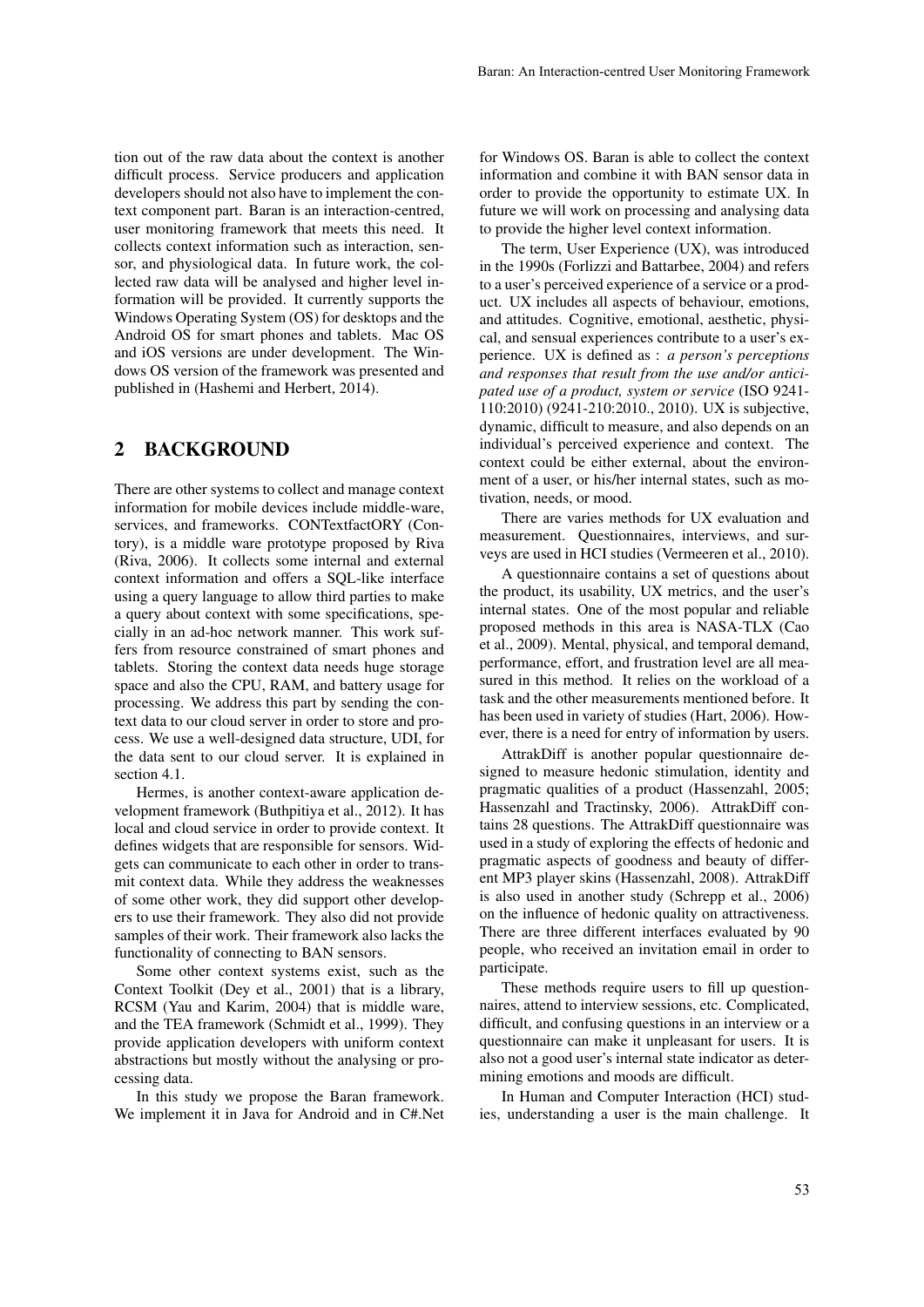tion out of the raw data about the context is another difficult process. Service producers and application developers should not also have to implement the context component part. Baran is an interaction-centred, user monitoring framework that meets this need. It collects context information such as interaction, sensor, and physiological data. In future work, the collected raw data will be analysed and higher level information will be provided. It currently supports the Windows Operating System (OS) for desktops and the Android OS for smart phones and tablets. Mac OS and iOS versions are under development. The Windows OS version of the framework was presented and published in (Hashemi and Herbert, 2014).

## 2 BACKGROUND

There are other systems to collect and manage context information for mobile devices include middle-ware, services, and frameworks. CONTextfactORY (Contory), is a middle ware prototype proposed by Riva (Riva, 2006). It collects some internal and external context information and offers a SQL-like interface using a query language to allow third parties to make a query about context with some specifications, specially in an ad-hoc network manner. This work suffers from resource constrained of smart phones and tablets. Storing the context data needs huge storage space and also the CPU, RAM, and battery usage for processing. We address this part by sending the context data to our cloud server in order to store and process. We use a well-designed data structure, UDI, for the data sent to our cloud server. It is explained in section 4.1.

Hermes, is another context-aware application development framework (Buthpitiya et al., 2012). It has local and cloud service in order to provide context. It defines widgets that are responsible for sensors. Widgets can communicate to each other in order to transmit context data. While they address the weaknesses of some other work, they did support other developers to use their framework. They also did not provide samples of their work. Their framework also lacks the functionality of connecting to BAN sensors.

Some other context systems exist, such as the Context Toolkit (Dey et al., 2001) that is a library, RCSM (Yau and Karim, 2004) that is middle ware, and the TEA framework (Schmidt et al., 1999). They provide application developers with uniform context abstractions but mostly without the analysing or processing data.

In this study we propose the Baran framework. We implement it in Java for Android and in C#.Net for Windows OS. Baran is able to collect the context information and combine it with BAN sensor data in order to provide the opportunity to estimate UX. In future we will work on processing and analysing data to provide the higher level context information.

The term, User Experience (UX), was introduced in the 1990s (Forlizzi and Battarbee, 2004) and refers to a user's perceived experience of a service or a product. UX includes all aspects of behaviour, emotions, and attitudes. Cognitive, emotional, aesthetic, physical, and sensual experiences contribute to a user's experience. UX is defined as : *a person's perceptions and responses that result from the use and/or anticipated use of a product, system or service* (ISO 9241-110:2010) (9241-210:2010., 2010). UX is subjective, dynamic, difficult to measure, and also depends on an individual's perceived experience and context. The context could be either external, about the environment of a user, or his/her internal states, such as motivation, needs, or mood.

There are varies methods for UX evaluation and measurement. Questionnaires, interviews, and surveys are used in HCI studies (Vermeeren et al., 2010).

A questionnaire contains a set of questions about the product, its usability, UX metrics, and the user's internal states. One of the most popular and reliable proposed methods in this area is NASA-TLX (Cao et al., 2009). Mental, physical, and temporal demand, performance, effort, and frustration level are all measured in this method. It relies on the workload of a task and the other measurements mentioned before. It has been used in variety of studies (Hart, 2006). However, there is a need for entry of information by users.

AttrakDiff is another popular questionnaire designed to measure hedonic stimulation, identity and pragmatic qualities of a product (Hassenzahl, 2005; Hassenzahl and Tractinsky, 2006). AttrakDiff contains 28 questions. The AttrakDiff questionnaire was used in a study of exploring the effects of hedonic and pragmatic aspects of goodness and beauty of different MP3 player skins (Hassenzahl, 2008). AttrakDiff is also used in another study (Schrepp et al., 2006) on the influence of hedonic quality on attractiveness. There are three different interfaces evaluated by 90 people, who received an invitation email in order to participate.

These methods require users to fill up questionnaires, attend to interview sessions, etc. Complicated, difficult, and confusing questions in an interview or a questionnaire can make it unpleasant for users. It is also not a good user's internal state indicator as determining emotions and moods are difficult.

In Human and Computer Interaction (HCI) studies, understanding a user is the main challenge. It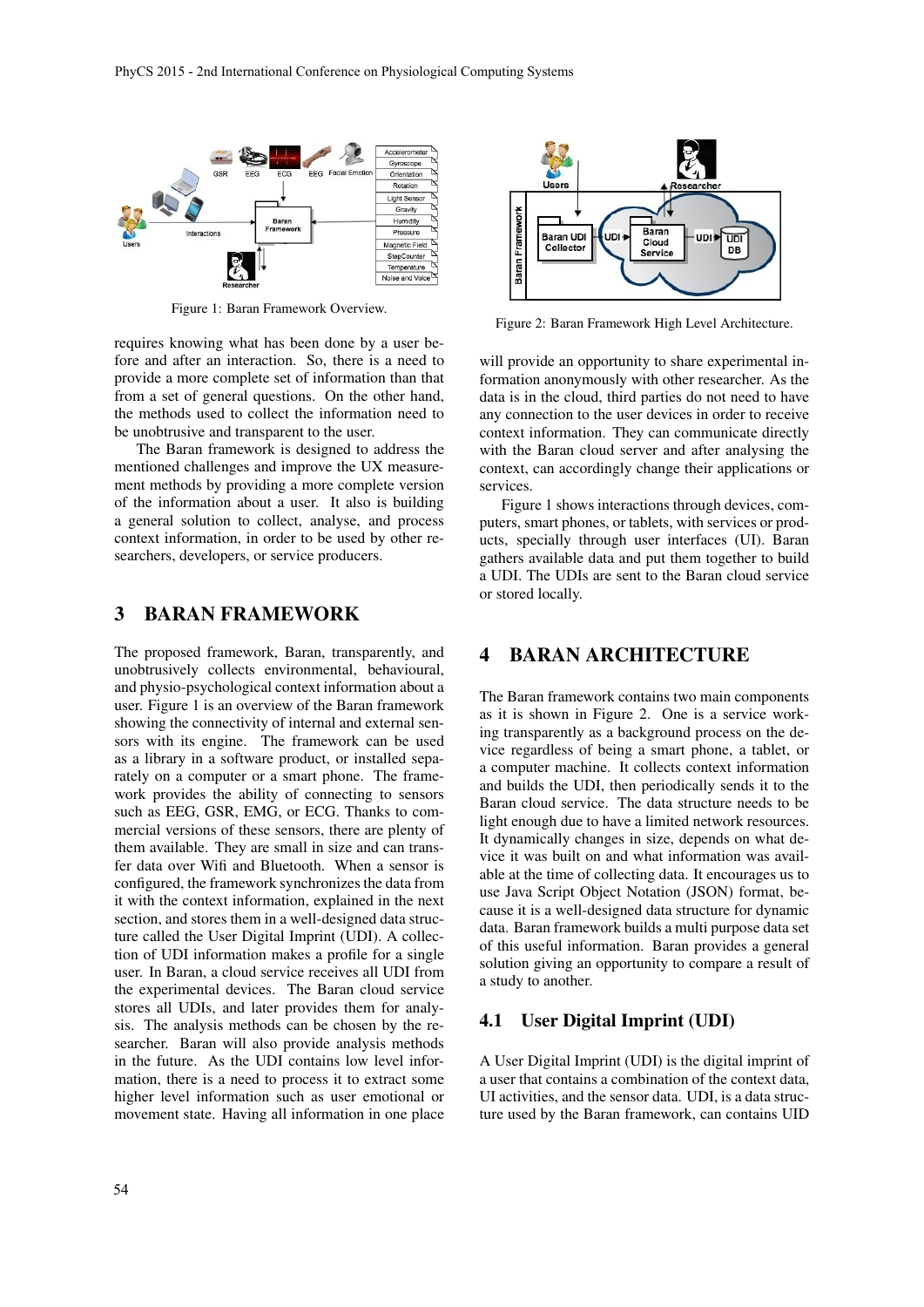Figure 1: Baran Framework Overview.

requires knowing what has been done by a user before and after an interaction. So, there is a need to provide a more complete set of information than that from a set of general questions. On the other hand, the methods used to collect the information need to be unobtrusive and transparent to the user.

The Baran framework is designed to address the mentioned challenges and improve the UX measurement methods by providing a more complete version of the information about a user. It also is building a general solution to collect, analyse, and process context information, in order to be used by other researchers, developers, or service producers.

## 3 BARAN FRAMEWORK

The proposed framework, Baran, transparently, and unobtrusively collects environmental, behavioural, and physio-psychological context information about a user. Figure 1 is an overview of the Baran framework showing the connectivity of internal and external sensors with its engine. The framework can be used as a library in a software product, or installed separately on a computer or a smart phone. The framework provides the ability of connecting to sensors such as EEG, GSR, EMG, or ECG. Thanks to commercial versions of these sensors, there are plenty of them available. They are small in size and can transfer data over Wifi and Bluetooth. When a sensor is configured, the framework synchronizes the data from it with the context information, explained in the next section, and stores them in a well-designed data structure called the User Digital Imprint (UDI). A collection of UDI information makes a profile for a single user. In Baran, a cloud service receives all UDI from the experimental devices. The Baran cloud service stores all UDIs, and later provides them for analysis. The analysis methods can be chosen by the researcher. Baran will also provide analysis methods in the future. As the UDI contains low level information, there is a need to process it to extract some higher level information such as user emotional or movement state. Having all information in one place will provide an opportunity to share experimental information anonymously with other researcher. As the data is in the cloud, third parties do not need to have any connection to the user devices in order to receive context information. They can communicate directly with the Baran cloud server and after analysing the context, can accordingly change their applications or services.

Figure 2: Baran Framework High Level Architecture.

Figure 1 shows interactions through devices, computers, smart phones, or tablets, with services or products, specially through user interfaces (UI). Baran gathers available data and put them together to build a UDI. The UDIs are sent to the Baran cloud service or stored locally.

## 4 BARAN ARCHITECTURE

The Baran framework contains two main components as it is shown in Figure 2. One is a service working transparently as a background process on the device regardless of being a smart phone, a tablet, or a computer machine. It collects context information and builds the UDI, then periodically sends it to the Baran cloud service. The data structure needs to be light enough due to have a limited network resources. It dynamically changes in size, depends on what device it was built on and what information was available at the time of collecting data. It encourages us to use Java Script Object Notation (JSON) format, because it is a well-designed data structure for dynamic data. Baran framework builds a multi purpose data set of this useful information. Baran provides a general solution giving an opportunity to compare a result of a study to another.

### 4.1 User Digital Imprint (UDI)

A User Digital Imprint (UDI) is the digital imprint of a user that contains a combination of the context data, UI activities, and the sensor data. UDI, is a data structure used by the Baran framework, can contains UID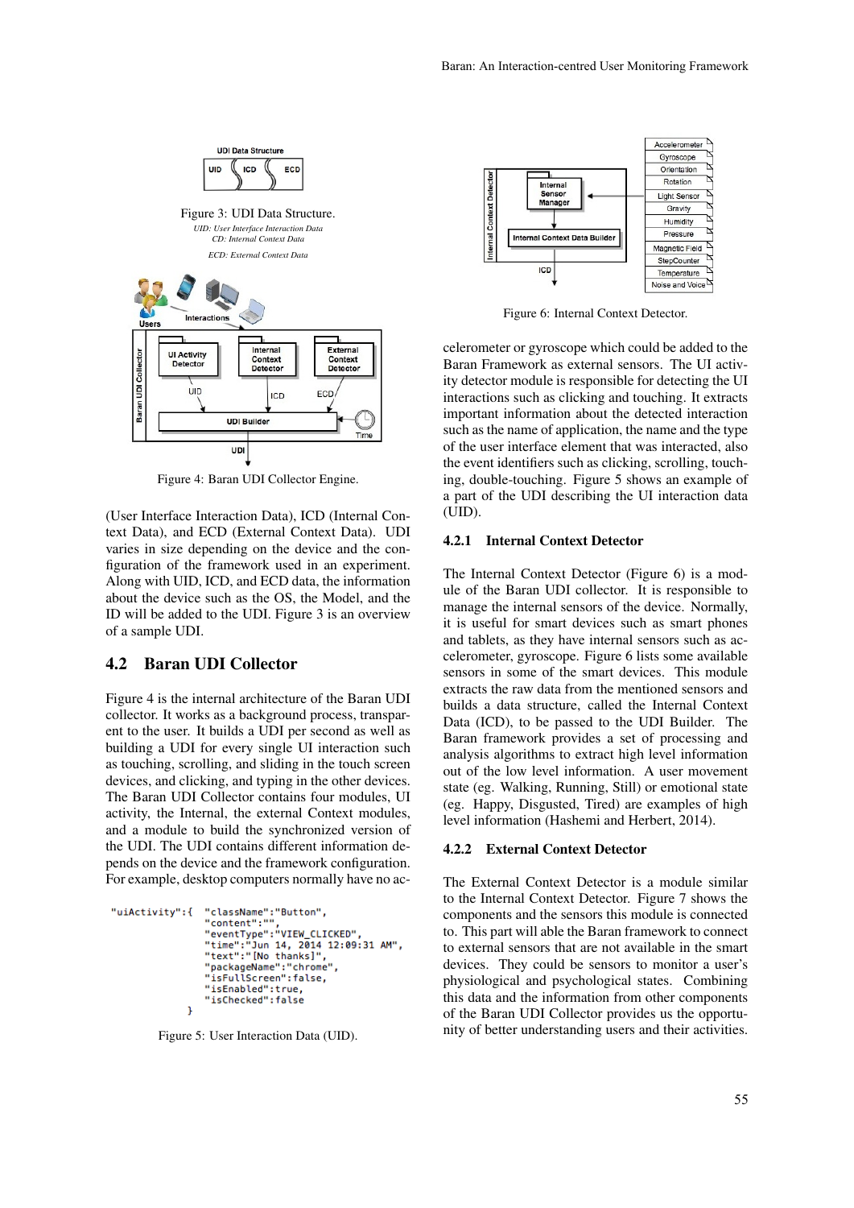Figure 3: UDI Data Structure.

*UID: User Interface Interaction Data*
*CD: Internal Context Data*
*ECD: External Context Data*

Figure 4: Baran UDI Collector Engine.

(User Interface Interaction Data), ICD (Internal Context Data), and ECD (External Context Data). UDI varies in size depending on the device and the configuration of the framework used in an experiment. Along with UID, ICD, and ECD data, the information about the device such as the OS, the Model, and the ID will be added to the UDI. Figure 3 is an overview of a sample UDI.

## 4.2 Baran UDI Collector

Figure 4 is the internal architecture of the Baran UDI collector. It works as a background process, transparent to the user. It builds a UDI per second as well as building a UDI for every single UI interaction such as touching, scrolling, and sliding in the touch screen devices, and clicking, and typing in the other devices. The Baran UDI Collector contains four modules, UI activity, the Internal, the external Context modules, and a module to build the synchronized version of the UDI. The UDI contains different information depends on the device and the framework configuration. For example, desktop computers normally have no accelerometer or gyroscope which could be added to the Baran Framework as external sensors. The UI activity detector module is responsible for detecting the UI interactions such as clicking and touching. It extracts important information about the detected interaction such as the name of application, the name and the type of the user interface element that was interacted, also the event identifiers such as clicking, scrolling, touching, double-touching. Figure 5 shows an example of a part of the UDI describing the UI interaction data (UID).

```
"uiActivity":{  "className":"Button",
                "content":"",
                "eventType":"VIEW_CLICKED",
                "time":"Jun 14, 2014 12:09:31 AM",
                "text":"[No thanks]",
                "packageName":"chrome",
                "isFullScreen":false,
                "isEnabled":true,
                "isChecked":false
             }
```

Figure 5: User Interaction Data (UID).

Figure 6: Internal Context Detector.

### 4.2.1 Internal Context Detector

The Internal Context Detector (Figure 6) is a module of the Baran UDI collector. It is responsible to manage the internal sensors of the device. Normally, it is useful for smart devices such as smart phones and tablets, as they have internal sensors such as accelerometer, gyroscope. Figure 6 lists some available sensors in some of the smart devices. This module extracts the raw data from the mentioned sensors and builds a data structure, called the Internal Context Data (ICD), to be passed to the UDI Builder. The Baran framework provides a set of processing and analysis algorithms to extract high level information out of the low level information. A user movement state (eg. Walking, Running, Still) or emotional state (eg. Happy, Disgusted, Tired) are examples of high level information (Hashemi and Herbert, 2014).

### 4.2.2 External Context Detector

The External Context Detector is a module similar to the Internal Context Detector. Figure 7 shows the components and the sensors this module is connected to. This part will able the Baran framework to connect to external sensors that are not available in the smart devices. They could be sensors to monitor a user's physiological and psychological states. Combining this data and the information from other components of the Baran UDI Collector provides us the opportunity of better understanding users and their activities.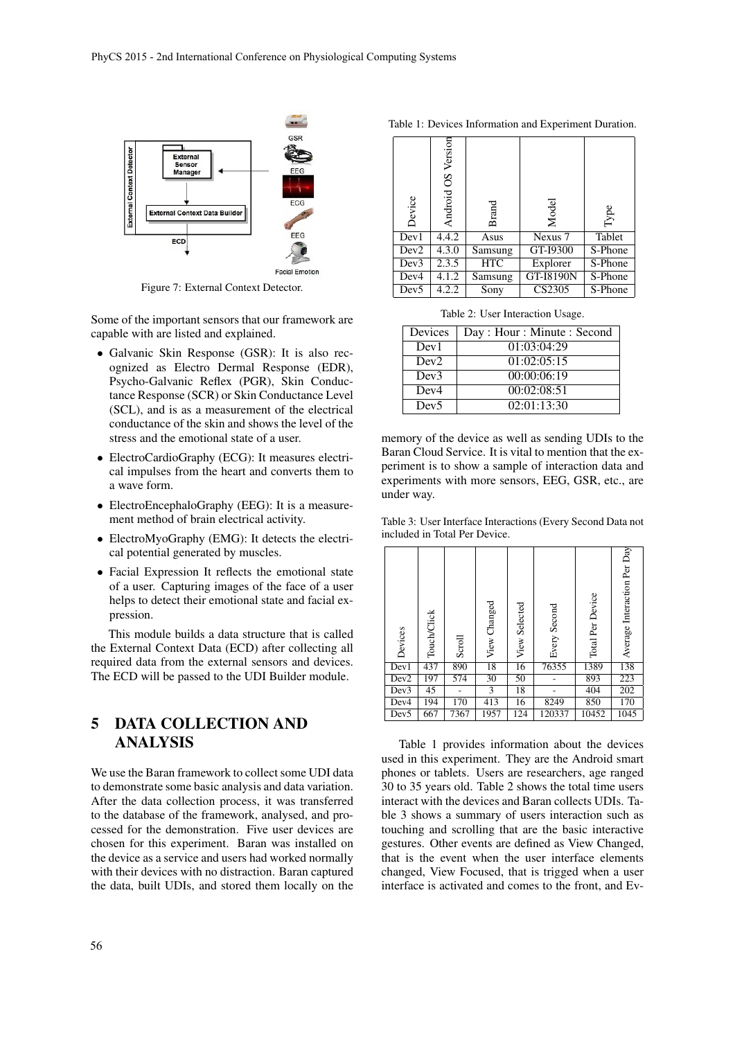Figure 7: External Context Detector.

Some of the important sensors that our framework are capable with are listed and explained.

- Galvanic Skin Response (GSR): It is also recognized as Electro Dermal Response (EDR), Psycho-Galvanic Reflex (PGR), Skin Conductance Response (SCR) or Skin Conductance Level (SCL), and is as a measurement of the electrical conductance of the skin and shows the level of the stress and the emotional state of a user.
- ElectroCardioGraphy (ECG): It measures electrical impulses from the heart and converts them to a wave form.
- ElectroEncephaloGraphy (EEG): It is a measurement method of brain electrical activity.
- ElectroMyoGraphy (EMG): It detects the electrical potential generated by muscles.
- Facial Expression It reflects the emotional state of a user. Capturing images of the face of a user helps to detect their emotional state and facial expression.

This module builds a data structure that is called the External Context Data (ECD) after collecting all required data from the external sensors and devices. The ECD will be passed to the UDI Builder module.

# 5 DATA COLLECTION AND ANALYSIS

We use the Baran framework to collect some UDI data to demonstrate some basic analysis and data variation. After the data collection process, it was transferred to the database of the framework, analysed, and processed for the demonstration. Five user devices are chosen for this experiment. Baran was installed on the device as a service and users had worked normally with their devices with no distraction. Baran captured the data, built UDIs, and stored them locally on the memory of the device as well as sending UDIs to the Baran Cloud Service. It is vital to mention that the experiment is to show a sample of interaction data and experiments with more sensors, EEG, GSR, etc., are under way.

Table 1: Devices Information and Experiment Duration.

| Device | Android OS Version | Brand | Model | Type |
|---|---|---|---|---|
| Dev1 | 4.4.2 | Asus | Nexus 7 | Tablet |
| Dev2 | 4.3.0 | Samsung | GT-I9300 | S-Phone |
| Dev3 | 2.3.5 | HTC | Explorer | S-Phone |
| Dev4 | 4.1.2 | Samsung | GT-I8190N | S-Phone |
| Dev5 | 4.2.2 | Sony | CS2305 | S-Phone |

Table 2: User Interaction Usage.

| Devices | Day : Hour : Minute : Second |
|---|---|
| Dev1 | 01:03:04:29 |
| Dev2 | 01:02:05:15 |
| Dev3 | 00:00:06:19 |
| Dev4 | 00:02:08:51 |
| Dev5 | 02:01:13:30 |

Table 3: User Interface Interactions (Every Second Data not included in Total Per Device.

| Devices | Touch/Click | Scroll | View Changed | View Selected | Every Second | Total Per Device | Average Interaction Per Day |
|---|---|---|---|---|---|---|---|
| Dev1 | 437 | 890 | 18 | 16 | 76355 | 1389 | 138 |
| Dev2 | 197 | 574 | 30 | 50 | - | 893 | 223 |
| Dev3 | 45 | - | 3 | 18 | - | 404 | 202 |
| Dev4 | 194 | 170 | 413 | 16 | 8249 | 850 | 170 |
| Dev5 | 667 | 7367 | 1957 | 124 | 120337 | 10452 | 1045 |

Table 1 provides information about the devices used in this experiment. They are the Android smart phones or tablets. Users are researchers, age ranged 30 to 35 years old. Table 2 shows the total time users interact with the devices and Baran collects UDIs. Table 3 shows a summary of users interaction such as touching and scrolling that are the basic interactive gestures. Other events are defined as View Changed, that is the event when the user interface elements changed, View Focused, that is trigged when a user interface is activated and comes to the front, and Ev-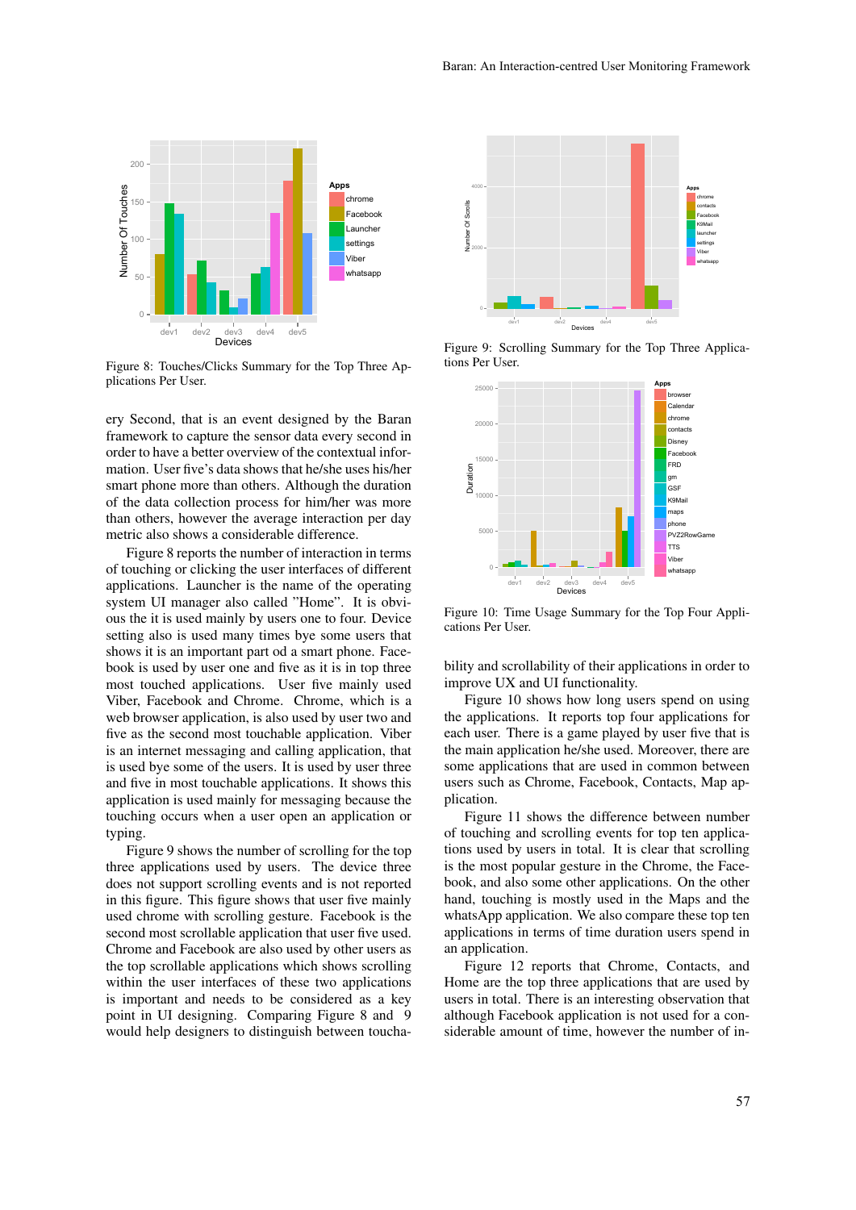Figure 8: Touches/Clicks Summary for the Top Three Applications Per User.

ery Second, that is an event designed by the Baran framework to capture the sensor data every second in order to have a better overview of the contextual information. User five's data shows that he/she uses his/her smart phone more than others. Although the duration of the data collection process for him/her was more than others, however the average interaction per day metric also shows a considerable difference.

Figure 8 reports the number of interaction in terms of touching or clicking the user interfaces of different applications. Launcher is the name of the operating system UI manager also called "Home". It is obvious the it is used mainly by users one to four. Device setting also is used many times bye some users that shows it is an important part od a smart phone. Facebook is used by user one and five as it is in top three most touched applications. User five mainly used Viber, Facebook and Chrome. Chrome, which is a web browser application, is also used by user two and five as the second most touchable application. Viber is an internet messaging and calling application, that is used bye some of the users. It is used by user three and five in most touchable applications. It shows this application is used mainly for messaging because the touching occurs when a user open an application or typing.

Figure 9 shows the number of scrolling for the top three applications used by users. The device three does not support scrolling events and is not reported in this figure. This figure shows that user five mainly used chrome with scrolling gesture. Facebook is the second most scrollable application that user five used. Chrome and Facebook are also used by other users as the top scrollable applications which shows scrolling within the user interfaces of these two applications is important and needs to be considered as a key point in UI designing. Comparing Figure 8 and 9 would help designers to distinguish between touchability and scrollability of their applications in order to improve UX and UI functionality.

Figure 9: Scrolling Summary for the Top Three Applications Per User.

Figure 10: Time Usage Summary for the Top Four Applications Per User.

Figure 10 shows how long users spend on using the applications. It reports top four applications for each user. There is a game played by user five that is the main application he/she used. Moreover, there are some applications that are used in common between users such as Chrome, Facebook, Contacts, Map application.

Figure 11 shows the difference between number of touching and scrolling events for top ten applications used by users in total. It is clear that scrolling is the most popular gesture in the Chrome, the Facebook, and also some other applications. On the other hand, touching is mostly used in the Maps and the whatsApp application. We also compare these top ten applications in terms of time duration users spend in an application.

Figure 12 reports that Chrome, Contacts, and Home are the top three applications that are used by users in total. There is an interesting observation that although Facebook application is not used for a considerable amount of time, however the number of in-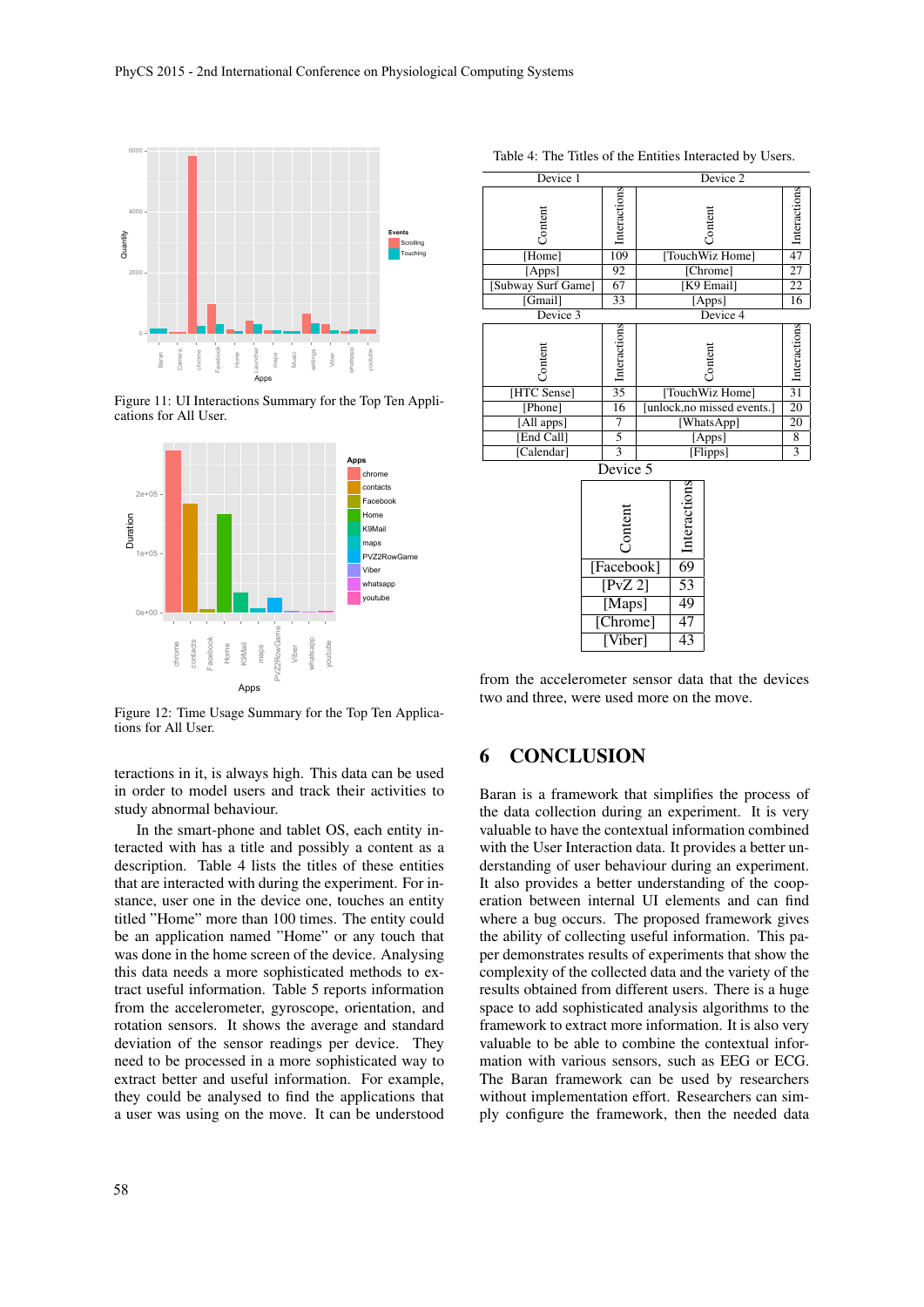Figure 11: UI Interactions Summary for the Top Ten Applications for All User.

Figure 12: Time Usage Summary for the Top Ten Applications for All User.

teractions in it, is always high. This data can be used in order to model users and track their activities to study abnormal behaviour.

In the smart-phone and tablet OS, each entity interacted with has a title and possibly a content as a description. Table 4 lists the titles of these entities that are interacted with during the experiment. For instance, user one in the device one, touches an entity titled "Home" more than 100 times. The entity could be an application named "Home" or any touch that was done in the home screen of the device. Analysing this data needs a more sophisticated methods to extract useful information. Table 5 reports information from the accelerometer, gyroscope, orientation, and rotation sensors. It shows the average and standard deviation of the sensor readings per device. They need to be processed in a more sophisticated way to extract better and useful information. For example, they could be analysed to find the applications that a user was using on the move. It can be understood from the accelerometer sensor data that the devices two and three, were used more on the move.

Table 4: The Titles of the Entities Interacted by Users.

| Device 1 | | Device 2 | |
|---|---|---|---|
| Content | Interactions | Content | Interactions |
| [Home] | 109 | [TouchWiz Home] | 47 |
| [Apps] | 92 | [Chrome] | 27 |
| [Subway Surf Game] | 67 | [K9 Email] | 22 |
| [Gmail] | 33 | [Apps] | 16 |

| Device 3 | | Device 4 | |
|---|---|---|---|
| Content | Interactions | Content | Interactions |
| [HTC Sense] | 35 | [TouchWiz Home] | 31 |
| [Phone] | 16 | [unlock,no missed events.] | 20 |
| [All apps] | 7 | [WhatsApp] | 20 |
| [End Call] | 5 | [Apps] | 8 |
| [Calendar] | 3 | [Flipps] | 3 |

| Device 5 | |
|---|---|
| Content | Interactions |
| [Facebook] | 69 |
| [PvZ 2] | 53 |
| [Maps] | 49 |
| [Chrome] | 47 |
| [Viber] | 43 |

## 6 CONCLUSION

Baran is a framework that simplifies the process of the data collection during an experiment. It is very valuable to have the contextual information combined with the User Interaction data. It provides a better understanding of user behaviour during an experiment. It also provides a better understanding of the cooperation between internal UI elements and can find where a bug occurs. The proposed framework gives the ability of collecting useful information. This paper demonstrates results of experiments that show the complexity of the collected data and the variety of the results obtained from different users. There is a huge space to add sophisticated analysis algorithms to the framework to extract more information. It is also very valuable to be able to combine the contextual information with various sensors, such as EEG or ECG. The Baran framework can be used by researchers without implementation effort. Researchers can simply configure the framework, then the needed data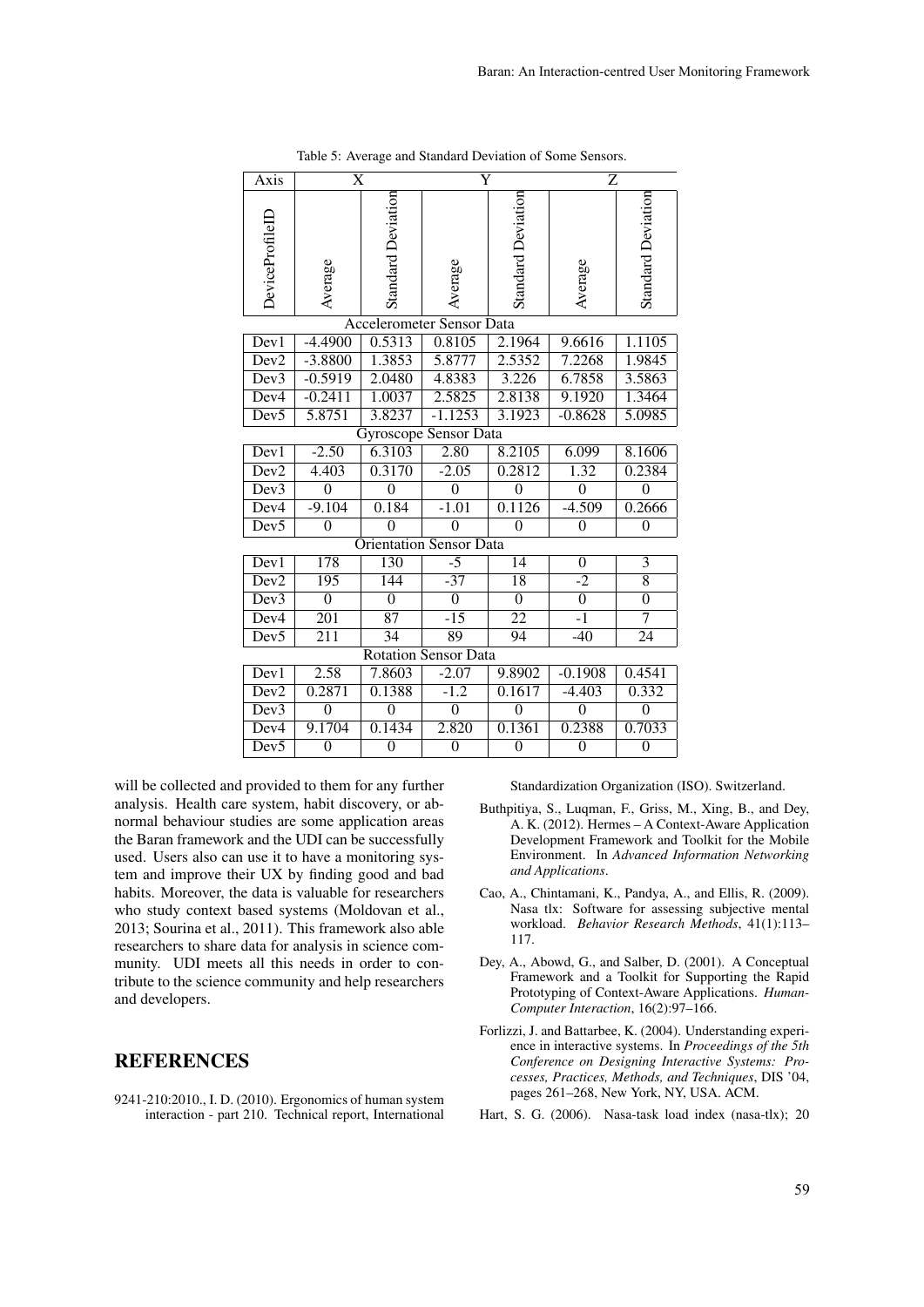Table 5: Average and Standard Deviation of Some Sensors.

| Axis | X | | Y | | Z | |
|---|---|---|---|---|---|---|
| DeviceProfileID | Average | Standard Deviation | Average | Standard Deviation | Average | Standard Deviation |
| Accelerometer Sensor Data | | | | | | |
| Dev1 | -4.4900 | 0.5313 | 0.8105 | 2.1964 | 9.6616 | 1.1105 |
| Dev2 | -3.8800 | 1.3853 | 5.8777 | 2.5352 | 7.2268 | 1.9845 |
| Dev3 | -0.5919 | 2.0480 | 4.8383 | 3.226 | 6.7858 | 3.5863 |
| Dev4 | -0.2411 | 1.0037 | 2.5825 | 2.8138 | 9.1920 | 1.3464 |
| Dev5 | 5.8751 | 3.8237 | -1.1253 | 3.1923 | -0.8628 | 5.0985 |
| Gyroscope Sensor Data | | | | | | |
| Dev1 | -2.50 | 6.3103 | 2.80 | 8.2105 | 6.099 | 8.1606 |
| Dev2 | 4.403 | 0.3170 | -2.05 | 0.2812 | 1.32 | 0.2384 |
| Dev3 | 0 | 0 | 0 | 0 | 0 | 0 |
| Dev4 | -9.104 | 0.184 | -1.01 | 0.1126 | -4.509 | 0.2666 |
| Dev5 | 0 | 0 | 0 | 0 | 0 | 0 |
| Orientation Sensor Data | | | | | | |
| Dev1 | 178 | 130 | -5 | 14 | 0 | 3 |
| Dev2 | 195 | 144 | -37 | 18 | -2 | 8 |
| Dev3 | 0 | 0 | 0 | 0 | 0 | 0 |
| Dev4 | 201 | 87 | -15 | 22 | -1 | 7 |
| Dev5 | 211 | 34 | 89 | 94 | -40 | 24 |
| Rotation Sensor Data | | | | | | |
| Dev1 | 2.58 | 7.8603 | -2.07 | 9.8902 | -0.1908 | 0.4541 |
| Dev2 | 0.2871 | 0.1388 | -1.2 | 0.1617 | -4.403 | 0.332 |
| Dev3 | 0 | 0 | 0 | 0 | 0 | 0 |
| Dev4 | 9.1704 | 0.1434 | 2.820 | 0.1361 | 0.2388 | 0.7033 |
| Dev5 | 0 | 0 | 0 | 0 | 0 | 0 |

will be collected and provided to them for any further analysis. Health care system, habit discovery, or abnormal behaviour studies are some application areas the Baran framework and the UDI can be successfully used. Users also can use it to have a monitoring system and improve their UX by finding good and bad habits. Moreover, the data is valuable for researchers who study context based systems (Moldovan et al., 2013; Sourina et al., 2011). This framework also able researchers to share data for analysis in science community. UDI meets all this needs in order to contribute to the science community and help researchers and developers.

## REFERENCES

9241-210:2010., I. D. (2010). Ergonomics of human system interaction - part 210. Technical report, International Standardization Organization (ISO). Switzerland.

Buthpitiya, S., Luqman, F., Griss, M., Xing, B., and Dey, A. K. (2012). Hermes – A Context-Aware Application Development Framework and Toolkit for the Mobile Environment. In *Advanced Information Networking and Applications*.

Cao, A., Chintamani, K., Pandya, A., and Ellis, R. (2009). Nasa tlx: Software for assessing subjective mental workload. *Behavior Research Methods*, 41(1):113–117.

Dey, A., Abowd, G., and Salber, D. (2001). A Conceptual Framework and a Toolkit for Supporting the Rapid Prototyping of Context-Aware Applications. *Human-Computer Interaction*, 16(2):97–166.

Forlizzi, J. and Battarbee, K. (2004). Understanding experience in interactive systems. In *Proceedings of the 5th Conference on Designing Interactive Systems: Processes, Practices, Methods, and Techniques*, DIS '04, pages 261–268, New York, NY, USA. ACM.

Hart, S. G. (2006). Nasa-task load index (nasa-tlx); 20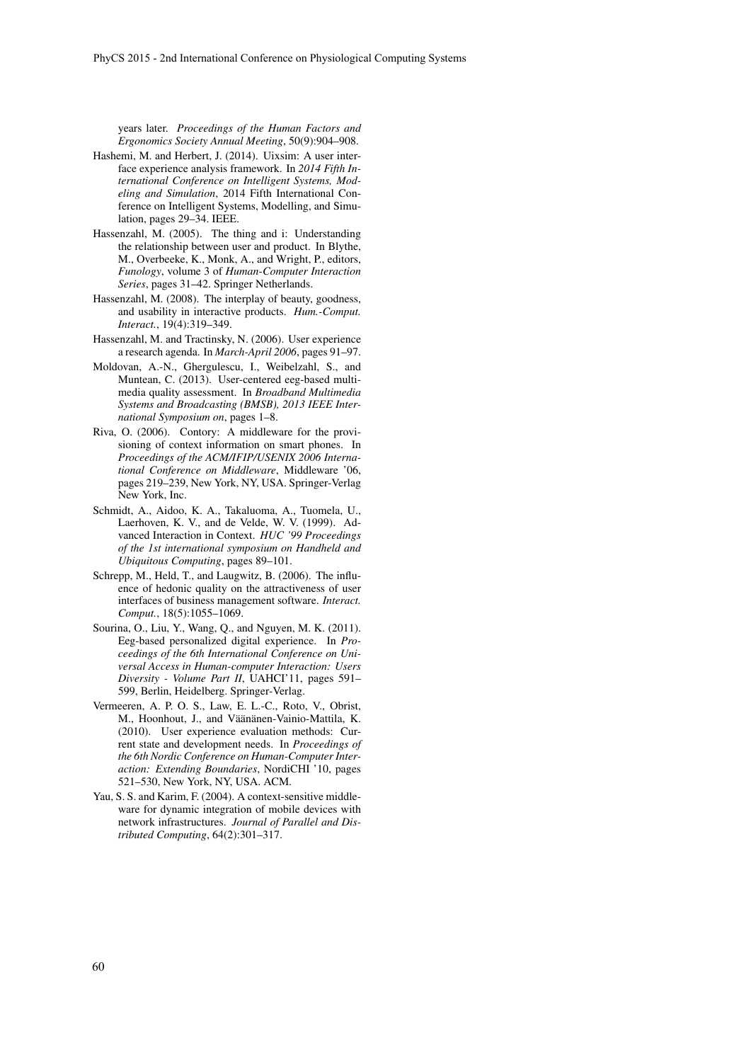years later. *Proceedings of the Human Factors and Ergonomics Society Annual Meeting*, 50(9):904–908.

Hashemi, M. and Herbert, J. (2014). Uixsim: A user interface experience analysis framework. In *2014 Fifth International Conference on Intelligent Systems, Modeling and Simulation*, 2014 Fifth International Conference on Intelligent Systems, Modelling, and Simulation, pages 29–34. IEEE.

Hassenzahl, M. (2005). The thing and i: Understanding the relationship between user and product. In Blythe, M., Overbeeke, K., Monk, A., and Wright, P., editors, *Funology*, volume 3 of *Human-Computer Interaction Series*, pages 31–42. Springer Netherlands.

Hassenzahl, M. (2008). The interplay of beauty, goodness, and usability in interactive products. *Hum.-Comput. Interact.*, 19(4):319–349.

Hassenzahl, M. and Tractinsky, N. (2006). User experience a research agenda. In *March-April 2006*, pages 91–97.

Moldovan, A.-N., Ghergulescu, I., Weibelzahl, S., and Muntean, C. (2013). User-centered eeg-based multimedia quality assessment. In *Broadband Multimedia Systems and Broadcasting (BMSB), 2013 IEEE International Symposium on*, pages 1–8.

Riva, O. (2006). Contory: A middleware for the provisioning of context information on smart phones. In *Proceedings of the ACM/IFIP/USENIX 2006 International Conference on Middleware*, Middleware '06, pages 219–239, New York, NY, USA. Springer-Verlag New York, Inc.

Schmidt, A., Aidoo, K. A., Takaluoma, A., Tuomela, U., Laerhoven, K. V., and de Velde, W. V. (1999). Advanced Interaction in Context. *HUC '99 Proceedings of the 1st international symposium on Handheld and Ubiquitous Computing*, pages 89–101.

Schrepp, M., Held, T., and Laugwitz, B. (2006). The influence of hedonic quality on the attractiveness of user interfaces of business management software. *Interact. Comput.*, 18(5):1055–1069.

Sourina, O., Liu, Y., Wang, Q., and Nguyen, M. K. (2011). Eeg-based personalized digital experience. In *Proceedings of the 6th International Conference on Universal Access in Human-computer Interaction: Users Diversity - Volume Part II*, UAHCI'11, pages 591–599, Berlin, Heidelberg. Springer-Verlag.

Vermeeren, A. P. O. S., Law, E. L.-C., Roto, V., Obrist, M., Hoonhout, J., and Väänänen-Vainio-Mattila, K. (2010). User experience evaluation methods: Current state and development needs. In *Proceedings of the 6th Nordic Conference on Human-Computer Interaction: Extending Boundaries*, NordiCHI '10, pages 521–530, New York, NY, USA. ACM.

Yau, S. S. and Karim, F. (2004). A context-sensitive middleware for dynamic integration of mobile devices with network infrastructures. *Journal of Parallel and Distributed Computing*, 64(2):301–317.